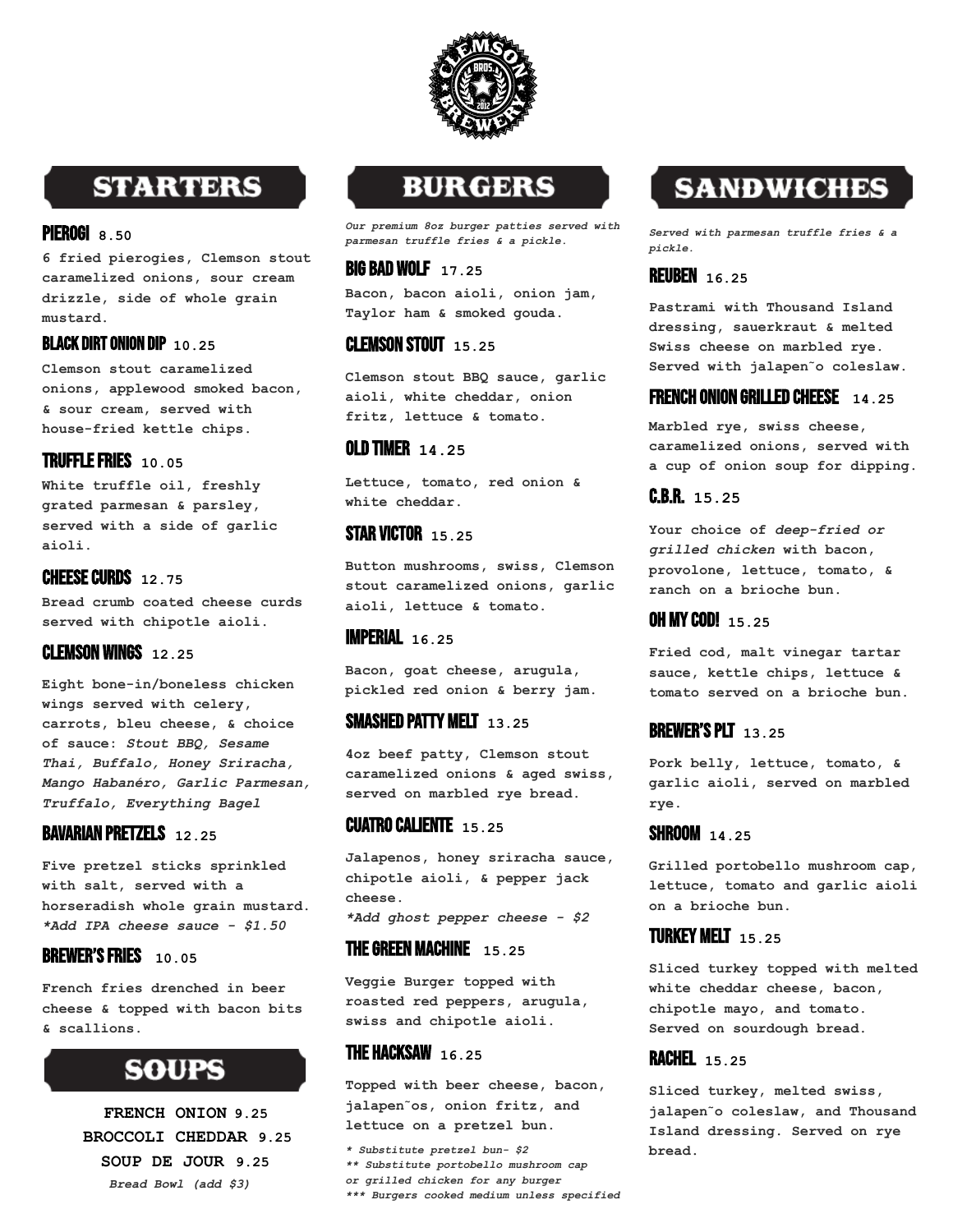# STARTERS

### PIEROGI 8.50

6 fried pierogies, Clemson stout caramelized onions, sour cream drizzle, side of whole grain mustard.

### BLACK DIRT ONION DIP 10.25

Clemson stout caramelized onions, applewood smoked bacon, & sour cream, served with house-fried kettle chips.

### TRUFFLE FRIES 10.05

White truffle oil, freshly grated parmesan & parsley, served with a side of garlic aioli.

### CHEESE CURDS 12.75

Bread crumb coated cheese curds served with chipotle aioli.

### CLEMSON WINGS 12.25

Eight bone-in/boneless chicken wings served with celery, carrots, bleu cheese, & choice of sauce: *Stout BBQ, Sesame Thai, Buffalo, Honey Sriracha, Mango Habanéro, Garlic Parmesan, Truffalo, Everything Bagel*

### BAVARIAN PRETZELS 12.25

Five pretzel sticks sprinkled with salt, served with a horseradish whole grain mustard.
*\*Add IPA cheese sauce - $1.50*

### BREWER'S FRIES 10.05

French fries drenched in beer cheese & topped with bacon bits & scallions.

# SOUPS

**FRENCH ONION 9.25**
**BROCCOLI CHEDDAR 9.25**
**SOUP DE JOUR 9.25**
*Bread Bowl (add $3)*

# BURGERS

*Our premium 8oz burger patties served with parmesan truffle fries & a pickle.*

### BIG BAD WOLF 17.25

Bacon, bacon aioli, onion jam, Taylor ham & smoked gouda.

### CLEMSON STOUT 15.25

Clemson stout BBQ sauce, garlic aioli, white cheddar, onion fritz, lettuce & tomato.

### OLD TIMER 14.25

Lettuce, tomato, red onion & white cheddar.

### STAR VICTOR 15.25

Button mushrooms, swiss, Clemson stout caramelized onions, garlic aioli, lettuce & tomato.

### IMPERIAL 16.25

Bacon, goat cheese, arugula, pickled red onion & berry jam.

### SMASHED PATTY MELT 13.25

4oz beef patty, Clemson stout caramelized onions & aged swiss, served on marbled rye bread.

### CUATRO CALIENTE 15.25

Jalapenos, honey sriracha sauce, chipotle aioli, & pepper jack cheese.
*\*Add ghost pepper cheese - $2*

### THE GREEN MACHINE 15.25

Veggie Burger topped with roasted red peppers, arugula, swiss and chipotle aioli.

### THE HACKSAW 16.25

Topped with beer cheese, bacon, jalapen˜os, onion fritz, and lettuce on a pretzel bun.

*\* Substitute pretzel bun- $2*
*\*\* Substitute portobello mushroom cap or grilled chicken for any burger*
*\*\*\* Burgers cooked medium unless specified*

# SANDWICHES

*Served with parmesan truffle fries & a pickle.*

### REUBEN 16.25

Pastrami with Thousand Island dressing, sauerkraut & melted Swiss cheese on marbled rye. Served with jalapen˜o coleslaw.

### FRENCH ONION GRILLED CHEESE 14.25

Marbled rye, swiss cheese, caramelized onions, served with a cup of onion soup for dipping.

### C.B.R. 15.25

Your choice of *deep-fried or grilled chicken* with bacon, provolone, lettuce, tomato, & ranch on a brioche bun.

### OH MY COD! 15.25

Fried cod, malt vinegar tartar sauce, kettle chips, lettuce & tomato served on a brioche bun.

### BREWER'S PLT 13.25

Pork belly, lettuce, tomato, & garlic aioli, served on marbled rye.

### SHROOM 14.25

Grilled portobello mushroom cap, lettuce, tomato and garlic aioli on a brioche bun.

### TURKEY MELT 15.25

Sliced turkey topped with melted white cheddar cheese, bacon, chipotle mayo, and tomato. Served on sourdough bread.

### RACHEL 15.25

Sliced turkey, melted swiss, jalapen˜o coleslaw, and Thousand Island dressing. Served on rye bread.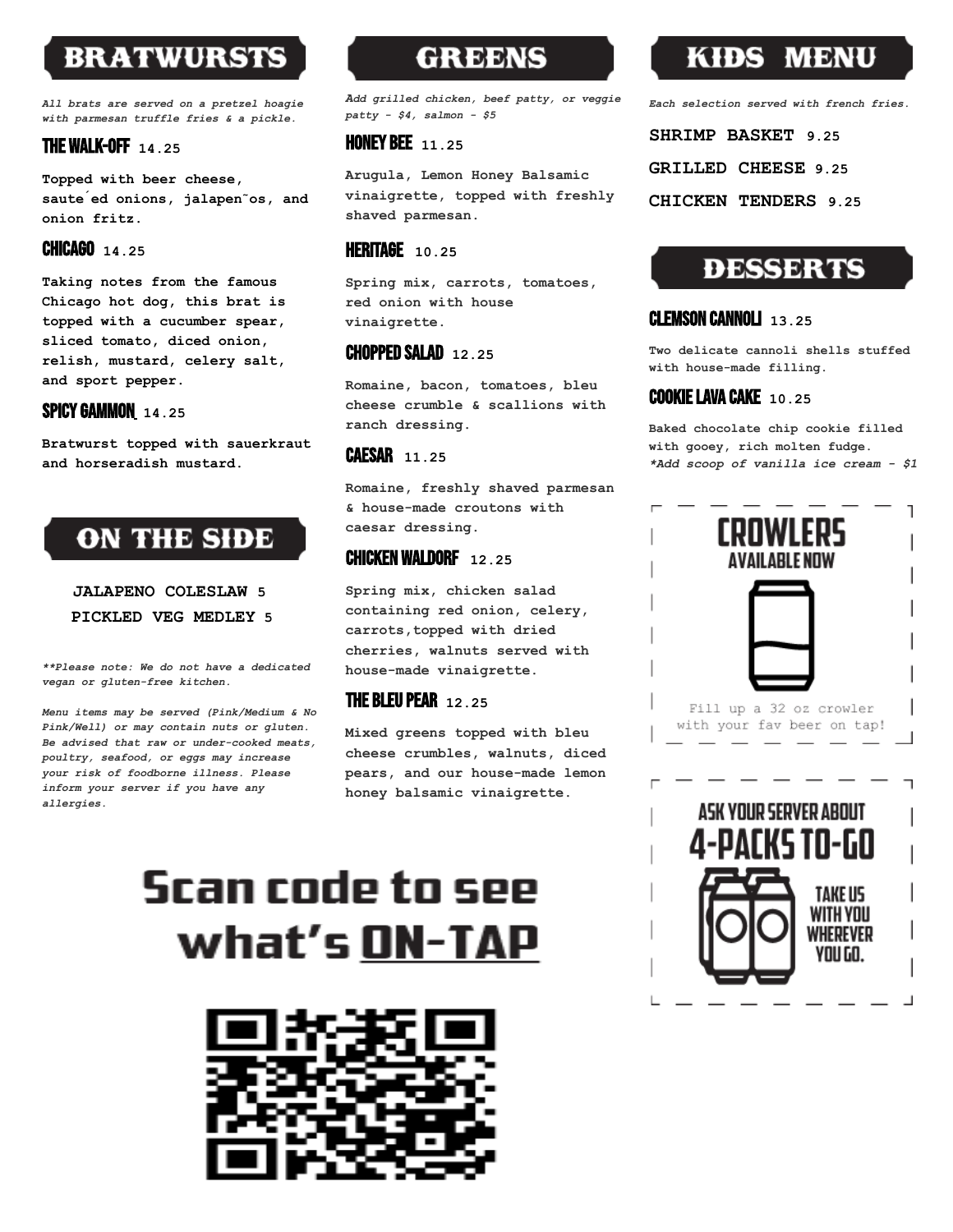# BRATWURSTS

*All brats are served on a pretzel hoagie with parmesan truffle fries & a pickle.*

### THE WALK-OFF 14.25

**Topped with beer cheese, saute´ed onions, jalapen˜os, and onion fritz.**

### CHICAGO 14.25

**Taking notes from the famous Chicago hot dog, this brat is topped with a cucumber spear, sliced tomato, diced onion, relish, mustard, celery salt, and sport pepper.**

### SPICY GAMMON 14.25

**Bratwurst topped with sauerkraut and horseradish mustard.**

# ON THE SIDE

**JALAPENO COLESLAW 5**
**PICKLED VEG MEDLEY 5**

*\*\*Please note: We do not have a dedicated vegan or gluten-free kitchen.*

*Menu items may be served (Pink/Medium & No Pink/Well) or may contain nuts or gluten. Be advised that raw or under-cooked meats, poultry, seafood, or eggs may increase your risk of foodborne illness. Please inform your server if you have any allergies.*

# GREENS

*Add grilled chicken, beef patty, or veggie patty - $4, salmon - $5*

### HONEY BEE 11.25

**Arugula, Lemon Honey Balsamic vinaigrette, topped with freshly shaved parmesan.**

### HERITAGE 10.25

**Spring mix, carrots, tomatoes, red onion with house vinaigrette.**

### CHOPPED SALAD 12.25

**Romaine, bacon, tomatoes, bleu cheese crumble & scallions with ranch dressing.**

### CAESAR 11.25

**Romaine, freshly shaved parmesan & house-made croutons with caesar dressing.**

### CHICKEN WALDORF 12.25

**Spring mix, chicken salad containing red onion, celery, carrots,topped with dried cherries, walnuts served with house-made vinaigrette.**

### THE BLEU PEAR 12.25

**Mixed greens topped with bleu cheese crumbles, walnuts, diced pears, and our house-made lemon honey balsamic vinaigrette.**

# KIDS MENU

*Each selection served with french fries.*

**SHRIMP BASKET 9.25**
**GRILLED CHEESE 9.25**
**CHICKEN TENDERS 9.25**

# DESSERTS

### CLEMSON CANNOLI 13.25

**Two delicate cannoli shells stuffed with house-made filling.**

### COOKIE LAVA CAKE 10.25

**Baked chocolate chip cookie filled with gooey, rich molten fudge.**
*\*Add scoop of vanilla ice cream - $1*

## CROWLERS
### AVAILABLE NOW

Fill up a 32 oz crowler with your fav beer on tap!

## ASK YOUR SERVER ABOUT 4-PACKS TO-GO

TAKE US WITH YOU WHEREVER YOU GO.

## Scan code to see what's ON-TAP